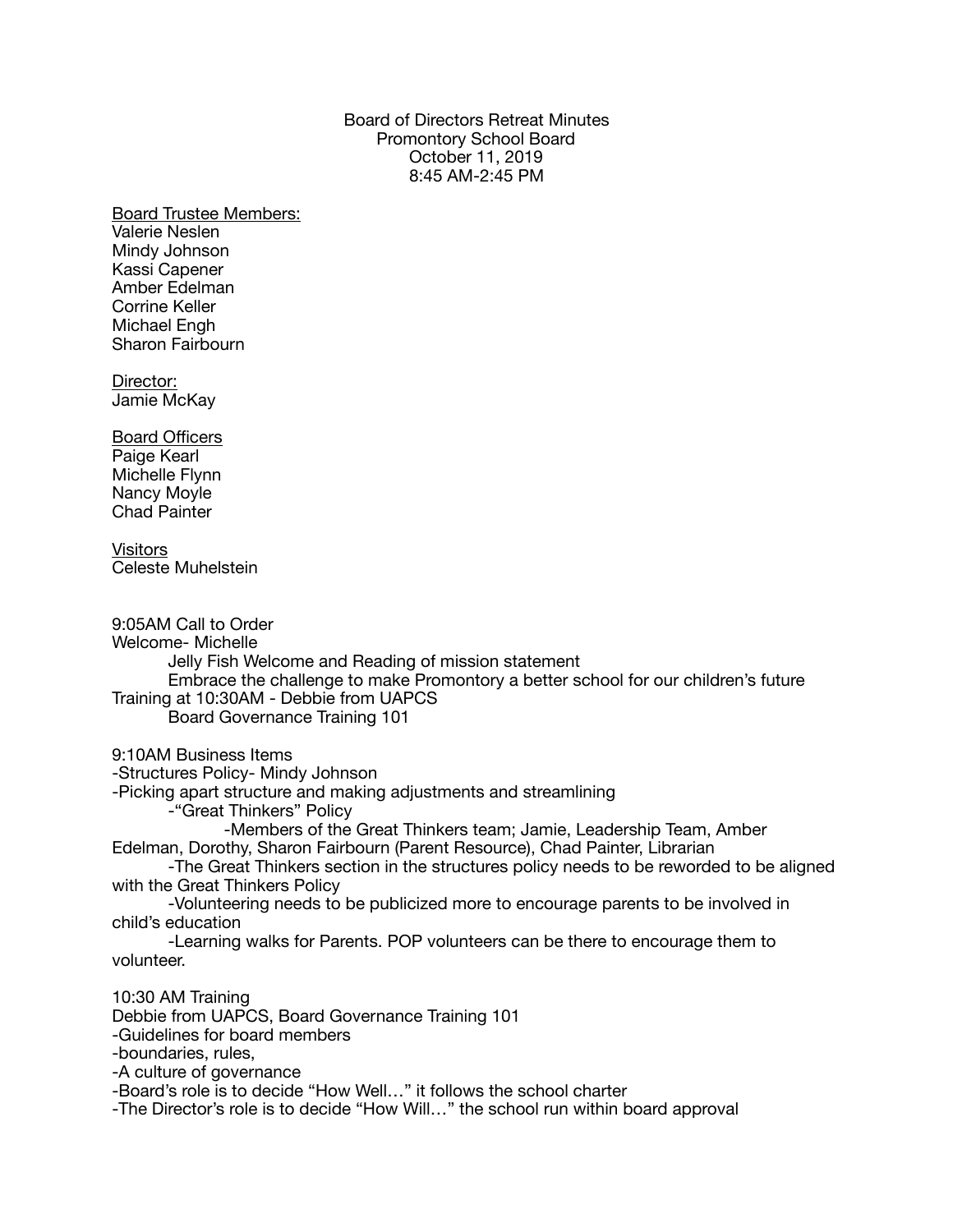Board of Directors Retreat Minutes
Promontory School Board
October 11, 2019
8:45 AM-2:45 PM

<u>Board Trustee Members:</u>
Valerie Neslen
Mindy Johnson
Kassi Capener
Amber Edelman
Corrine Keller
Michael Engh
Sharon Fairbourn

<u>Director:</u>
Jamie McKay

<u>Board Officers</u>
Paige Kearl
Michelle Flynn
Nancy Moyle
Chad Painter

<u>Visitors</u>
Celeste Muhelstein

9:05AM Call to Order
Welcome- Michelle
    Jelly Fish Welcome and Reading of mission statement
    Embrace the challenge to make Promontory a better school for our children's future
Training at 10:30AM - Debbie from UAPCS
    Board Governance Training 101

9:10AM Business Items
-Structures Policy- Mindy Johnson
-Picking apart structure and making adjustments and streamlining
    -"Great Thinkers" Policy
        -Members of the Great Thinkers team; Jamie, Leadership Team, Amber Edelman, Dorothy, Sharon Fairbourn (Parent Resource), Chad Painter, Librarian
    -The Great Thinkers section in the structures policy needs to be reworded to be aligned with the Great Thinkers Policy
    -Volunteering needs to be publicized more to encourage parents to be involved in child's education
    -Learning walks for Parents. POP volunteers can be there to encourage them to volunteer.

10:30 AM Training
Debbie from UAPCS, Board Governance Training 101
-Guidelines for board members
-boundaries, rules,
-A culture of governance
-Board's role is to decide "How Well…" it follows the school charter
-The Director's role is to decide "How Will…" the school run within board approval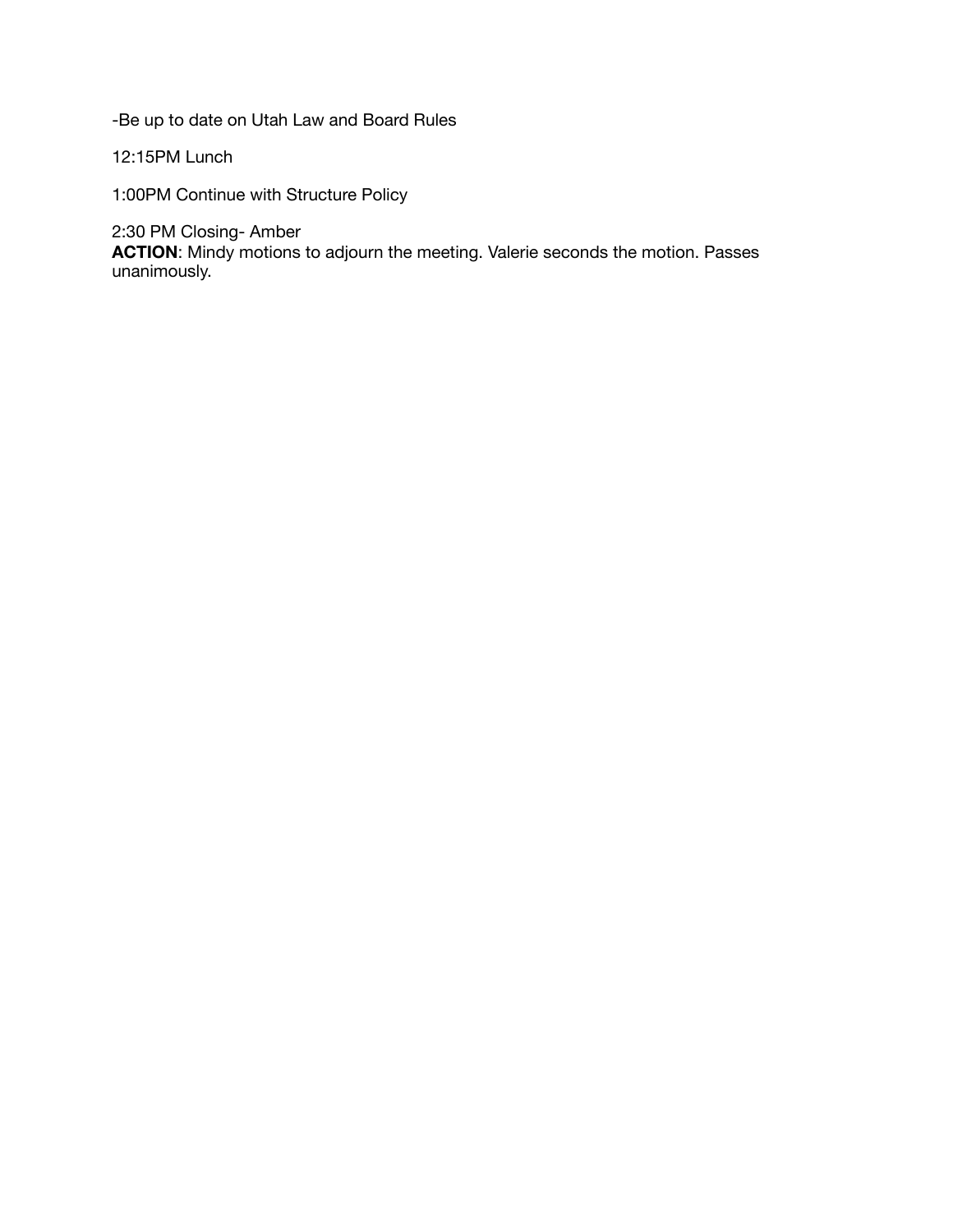-Be up to date on Utah Law and Board Rules

12:15PM Lunch

1:00PM Continue with Structure Policy

2:30 PM Closing- Amber
**ACTION**: Mindy motions to adjourn the meeting. Valerie seconds the motion. Passes unanimously.